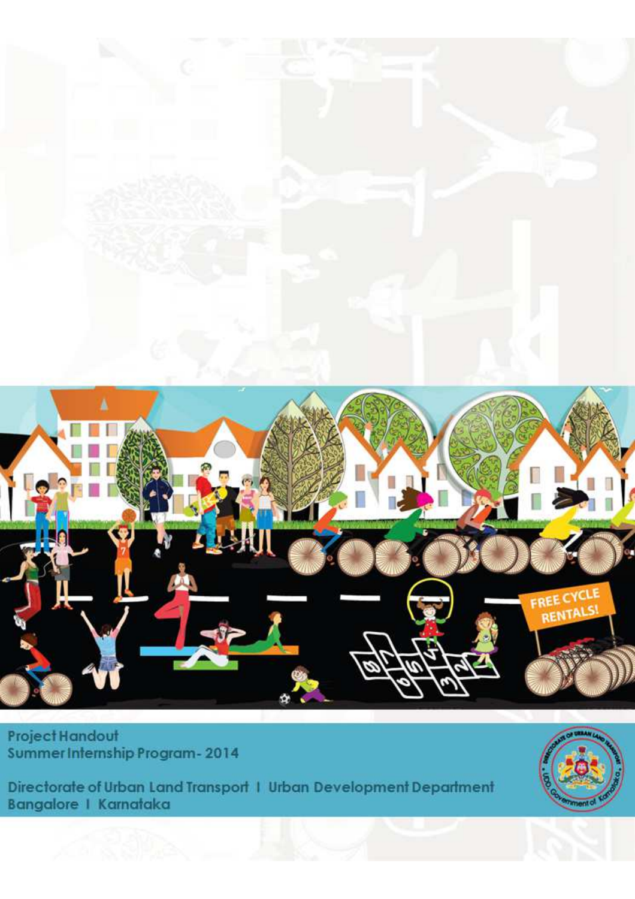Project Handout
Summer Internship Program- 2014

Directorate of Urban Land Transport | Urban Development Department
Bangalore | Karnataka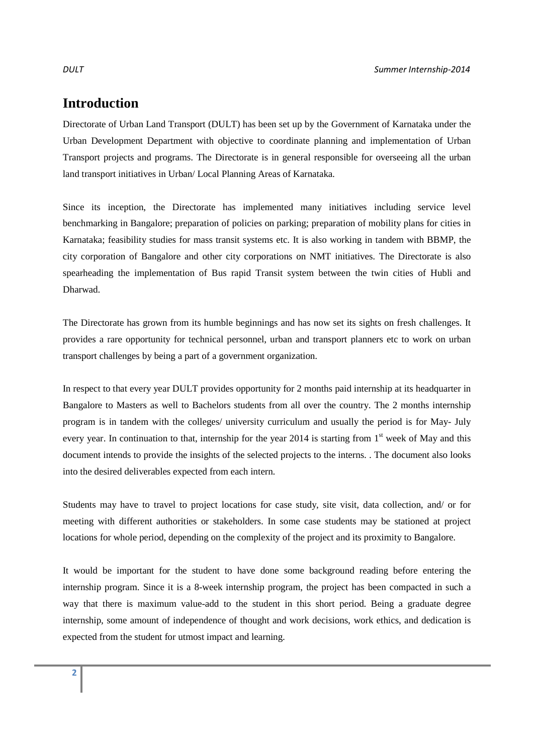# Introduction

Directorate of Urban Land Transport (DULT) has been set up by the Government of Karnataka under the Urban Development Department with objective to coordinate planning and implementation of Urban Transport projects and programs. The Directorate is in general responsible for overseeing all the urban land transport initiatives in Urban/ Local Planning Areas of Karnataka.

Since its inception, the Directorate has implemented many initiatives including service level benchmarking in Bangalore; preparation of policies on parking; preparation of mobility plans for cities in Karnataka; feasibility studies for mass transit systems etc. It is also working in tandem with BBMP, the city corporation of Bangalore and other city corporations on NMT initiatives. The Directorate is also spearheading the implementation of Bus rapid Transit system between the twin cities of Hubli and Dharwad.

The Directorate has grown from its humble beginnings and has now set its sights on fresh challenges. It provides a rare opportunity for technical personnel, urban and transport planners etc to work on urban transport challenges by being a part of a government organization.

In respect to that every year DULT provides opportunity for 2 months paid internship at its headquarter in Bangalore to Masters as well to Bachelors students from all over the country. The 2 months internship program is in tandem with the colleges/ university curriculum and usually the period is for May- July every year. In continuation to that, internship for the year 2014 is starting from 1st week of May and this document intends to provide the insights of the selected projects to the interns. . The document also looks into the desired deliverables expected from each intern.

Students may have to travel to project locations for case study, site visit, data collection, and/ or for meeting with different authorities or stakeholders. In some case students may be stationed at project locations for whole period, depending on the complexity of the project and its proximity to Bangalore.

It would be important for the student to have done some background reading before entering the internship program. Since it is a 8-week internship program, the project has been compacted in such a way that there is maximum value-add to the student in this short period. Being a graduate degree internship, some amount of independence of thought and work decisions, work ethics, and dedication is expected from the student for utmost impact and learning.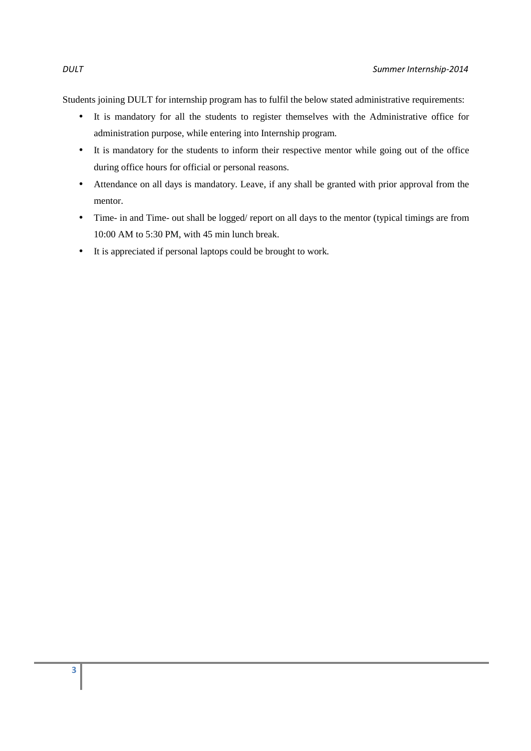Students joining DULT for internship program has to fulfil the below stated administrative requirements:

- It is mandatory for all the students to register themselves with the Administrative office for administration purpose, while entering into Internship program.
- It is mandatory for the students to inform their respective mentor while going out of the office during office hours for official or personal reasons.
- Attendance on all days is mandatory. Leave, if any shall be granted with prior approval from the mentor.
- Time- in and Time- out shall be logged/ report on all days to the mentor (typical timings are from 10:00 AM to 5:30 PM, with 45 min lunch break.
- It is appreciated if personal laptops could be brought to work.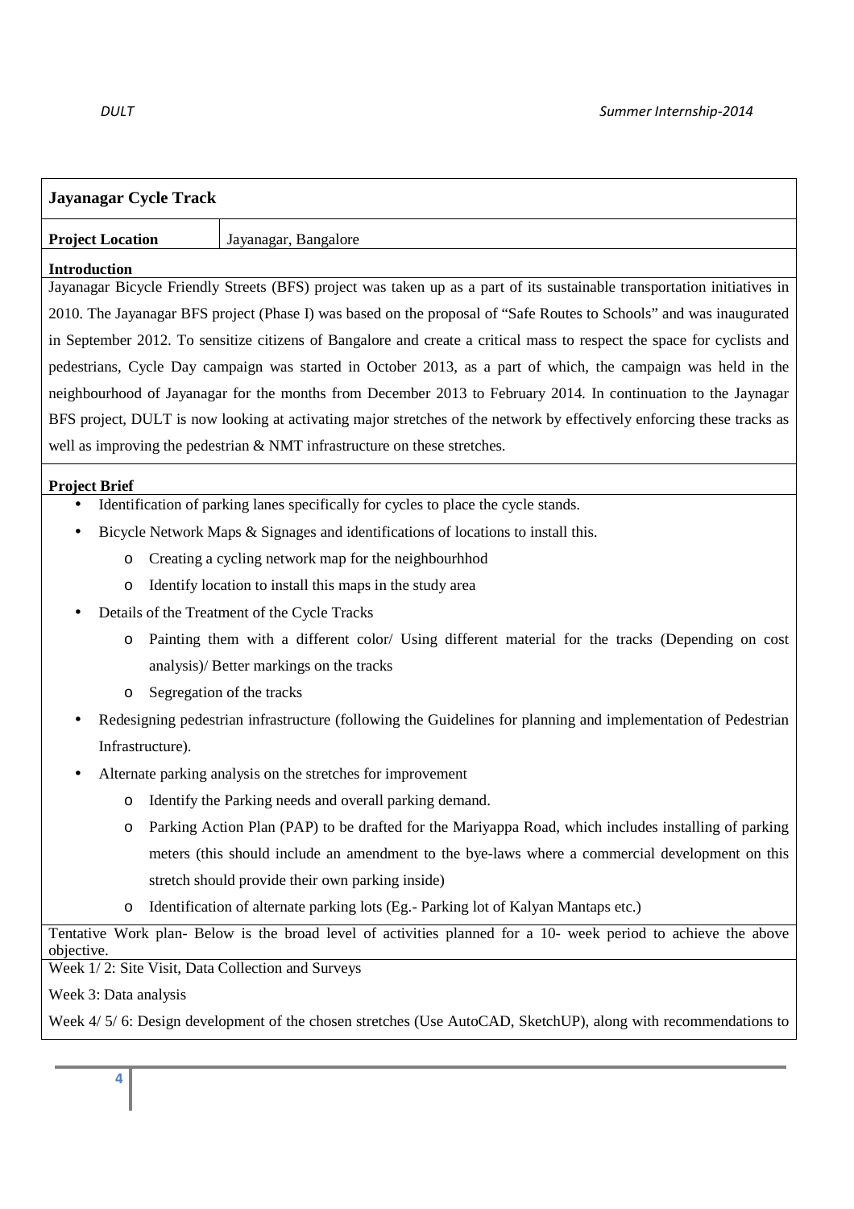## Jayanagar Cycle Track

| **Project Location** | Jayanagar, Bangalore |
|---|---|

**Introduction**

Jayanagar Bicycle Friendly Streets (BFS) project was taken up as a part of its sustainable transportation initiatives in 2010. The Jayanagar BFS project (Phase I) was based on the proposal of "Safe Routes to Schools" and was inaugurated in September 2012. To sensitize citizens of Bangalore and create a critical mass to respect the space for cyclists and pedestrians, Cycle Day campaign was started in October 2013, as a part of which, the campaign was held in the neighbourhood of Jayanagar for the months from December 2013 to February 2014. In continuation to the Jaynagar BFS project, DULT is now looking at activating major stretches of the network by effectively enforcing these tracks as well as improving the pedestrian & NMT infrastructure on these stretches.

**Project Brief**

- Identification of parking lanes specifically for cycles to place the cycle stands.
- Bicycle Network Maps & Signages and identifications of locations to install this.
  - Creating a cycling network map for the neighbourhhod
  - Identify location to install this maps in the study area
- Details of the Treatment of the Cycle Tracks
  - Painting them with a different color/ Using different material for the tracks (Depending on cost analysis)/ Better markings on the tracks
  - Segregation of the tracks
- Redesigning pedestrian infrastructure (following the Guidelines for planning and implementation of Pedestrian Infrastructure).
- Alternate parking analysis on the stretches for improvement
  - Identify the Parking needs and overall parking demand.
  - Parking Action Plan (PAP) to be drafted for the Mariyappa Road, which includes installing of parking meters (this should include an amendment to the bye-laws where a commercial development on this stretch should provide their own parking inside)
  - Identification of alternate parking lots (Eg.- Parking lot of Kalyan Mantaps etc.)

Tentative Work plan- Below is the broad level of activities planned for a 10- week period to achieve the above objective.

Week 1/ 2: Site Visit, Data Collection and Surveys

Week 3: Data analysis

Week 4/ 5/ 6: Design development of the chosen stretches (Use AutoCAD, SketchUP), along with recommendations to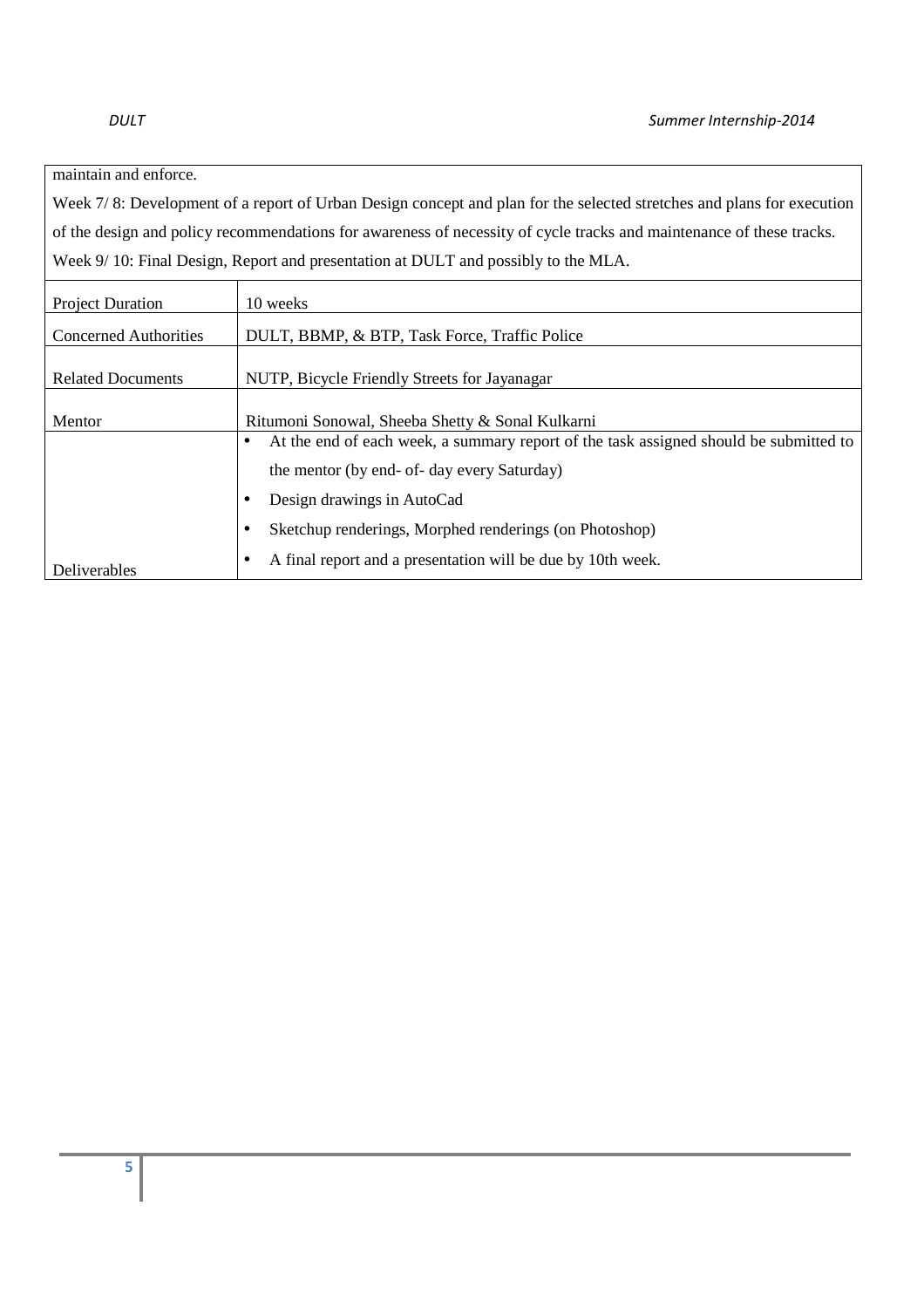maintain and enforce.

Week 7/ 8: Development of a report of Urban Design concept and plan for the selected stretches and plans for execution of the design and policy recommendations for awareness of necessity of cycle tracks and maintenance of these tracks.

Week 9/ 10: Final Design, Report and presentation at DULT and possibly to the MLA.

| | |
|---|---|
| Project Duration | 10 weeks |
| Concerned Authorities | DULT, BBMP, & BTP, Task Force, Traffic Police |
| Related Documents | NUTP, Bicycle Friendly Streets for Jayanagar |
| Mentor | Ritumoni Sonowal, Sheeba Shetty & Sonal Kulkarni |
| Deliverables | • At the end of each week, a summary report of the task assigned should be submitted to the mentor (by end- of- day every Saturday)<br>• Design drawings in AutoCad<br>• Sketchup renderings, Morphed renderings (on Photoshop)<br>• A final report and a presentation will be due by 10th week. |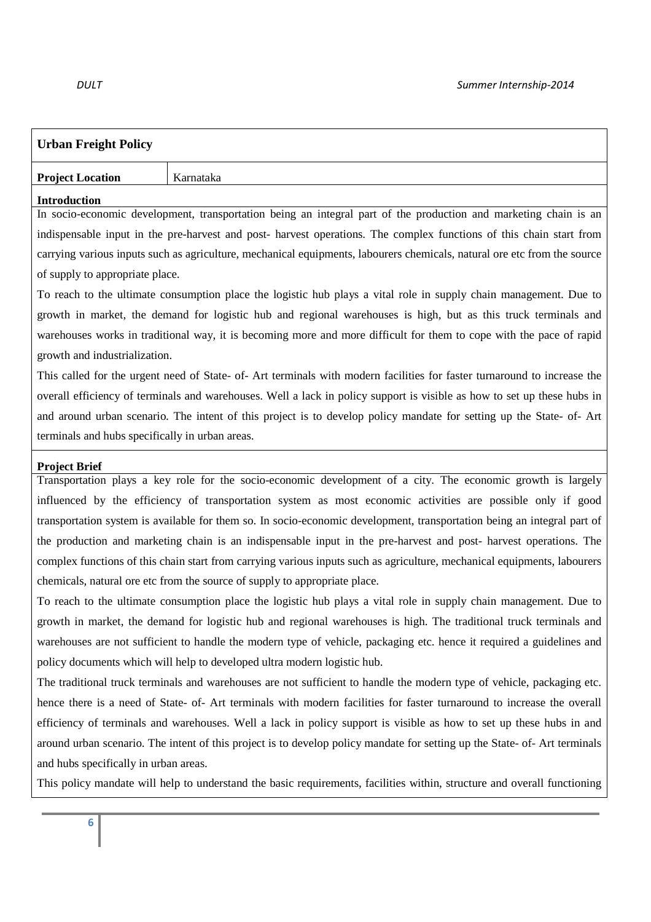## Urban Freight Policy

| **Project Location** | Karnataka |
|---|---|

**Introduction**

In socio-economic development, transportation being an integral part of the production and marketing chain is an indispensable input in the pre-harvest and post- harvest operations. The complex functions of this chain start from carrying various inputs such as agriculture, mechanical equipments, labourers chemicals, natural ore etc from the source of supply to appropriate place.

To reach to the ultimate consumption place the logistic hub plays a vital role in supply chain management. Due to growth in market, the demand for logistic hub and regional warehouses is high, but as this truck terminals and warehouses works in traditional way, it is becoming more and more difficult for them to cope with the pace of rapid growth and industrialization.

This called for the urgent need of State- of- Art terminals with modern facilities for faster turnaround to increase the overall efficiency of terminals and warehouses. Well a lack in policy support is visible as how to set up these hubs in and around urban scenario. The intent of this project is to develop policy mandate for setting up the State- of- Art terminals and hubs specifically in urban areas.

**Project Brief**

Transportation plays a key role for the socio-economic development of a city. The economic growth is largely influenced by the efficiency of transportation system as most economic activities are possible only if good transportation system is available for them so. In socio-economic development, transportation being an integral part of the production and marketing chain is an indispensable input in the pre-harvest and post- harvest operations. The complex functions of this chain start from carrying various inputs such as agriculture, mechanical equipments, labourers chemicals, natural ore etc from the source of supply to appropriate place.

To reach to the ultimate consumption place the logistic hub plays a vital role in supply chain management. Due to growth in market, the demand for logistic hub and regional warehouses is high. The traditional truck terminals and warehouses are not sufficient to handle the modern type of vehicle, packaging etc. hence it required a guidelines and policy documents which will help to developed ultra modern logistic hub.

The traditional truck terminals and warehouses are not sufficient to handle the modern type of vehicle, packaging etc. hence there is a need of State- of- Art terminals with modern facilities for faster turnaround to increase the overall efficiency of terminals and warehouses. Well a lack in policy support is visible as how to set up these hubs in and around urban scenario. The intent of this project is to develop policy mandate for setting up the State- of- Art terminals and hubs specifically in urban areas.

This policy mandate will help to understand the basic requirements, facilities within, structure and overall functioning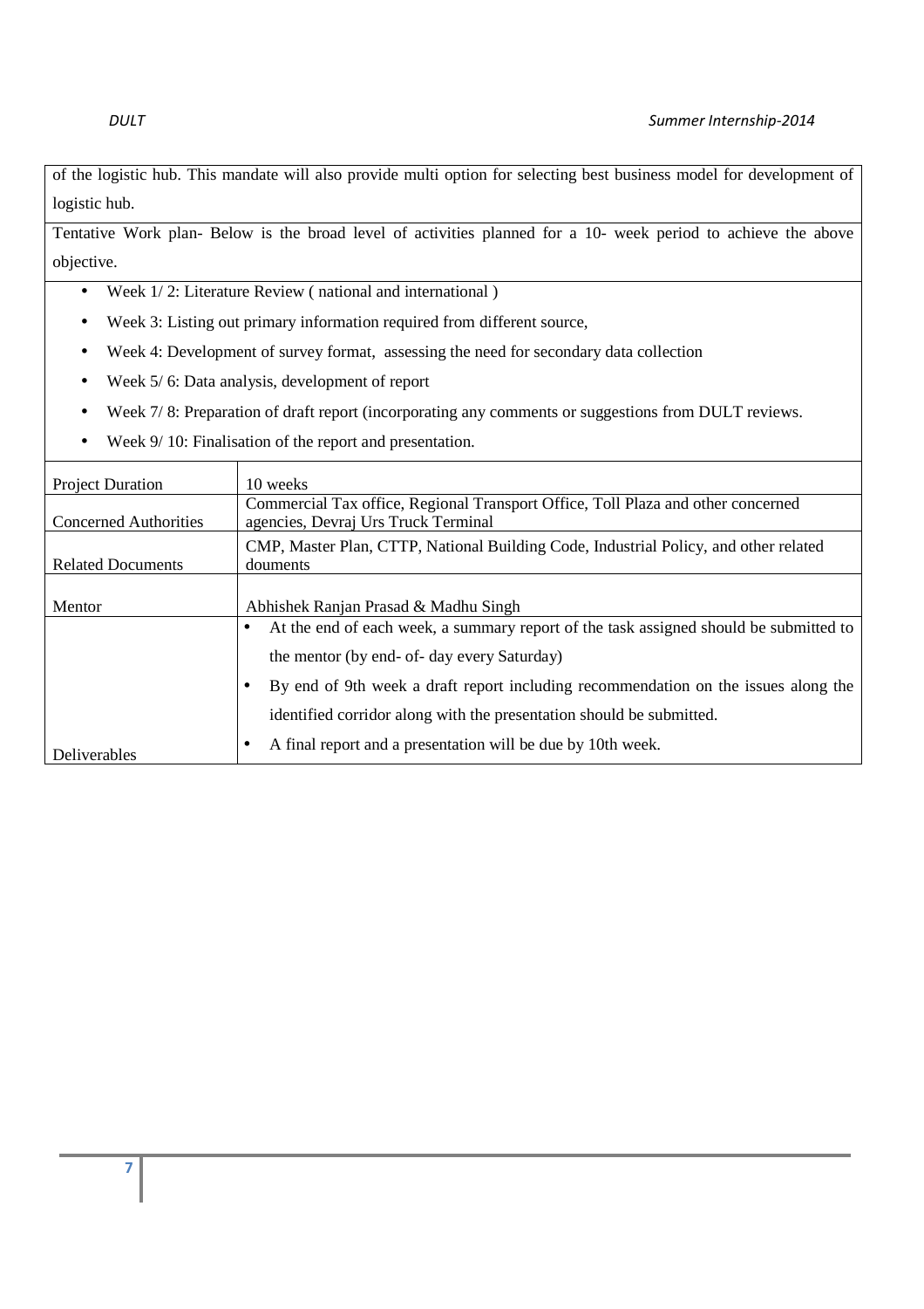of the logistic hub. This mandate will also provide multi option for selecting best business model for development of logistic hub.

Tentative Work plan- Below is the broad level of activities planned for a 10- week period to achieve the above objective.

- Week 1/ 2: Literature Review ( national and international )
- Week 3: Listing out primary information required from different source,
- Week 4: Development of survey format, assessing the need for secondary data collection
- Week 5/ 6: Data analysis, development of report
- Week 7/ 8: Preparation of draft report (incorporating any comments or suggestions from DULT reviews.
- Week 9/ 10: Finalisation of the report and presentation.

| | |
|---|---|
| Project Duration | 10 weeks |
| Concerned Authorities | Commercial Tax office, Regional Transport Office, Toll Plaza and other concerned agencies, Devraj Urs Truck Terminal |
| Related Documents | CMP, Master Plan, CTTP, National Building Code, Industrial Policy, and other related douments |
| Mentor | Abhishek Ranjan Prasad & Madhu Singh |
| Deliverables | • At the end of each week, a summary report of the task assigned should be submitted to the mentor (by end- of- day every Saturday)<br>• By end of 9th week a draft report including recommendation on the issues along the identified corridor along with the presentation should be submitted.<br>• A final report and a presentation will be due by 10th week. |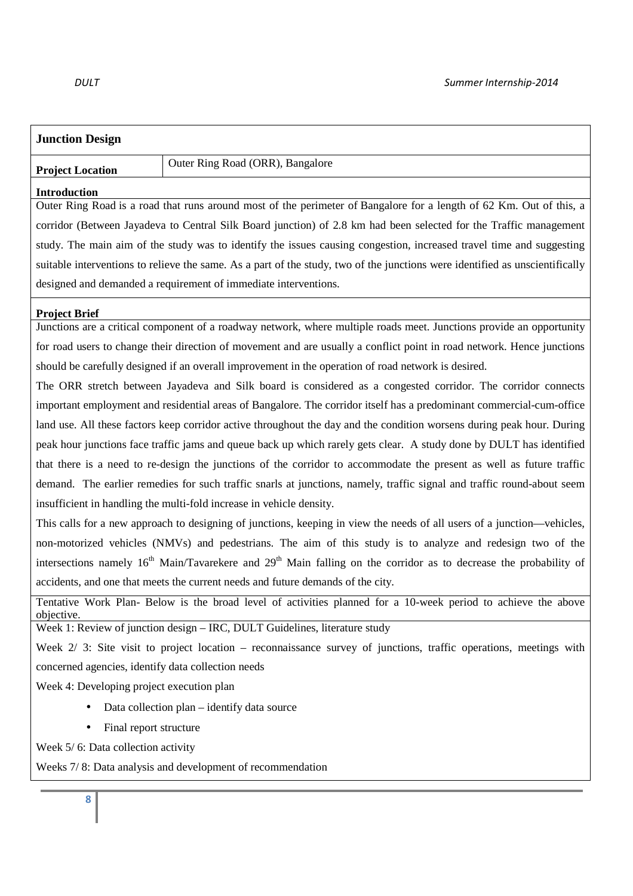## Junction Design

| **Project Location** | Outer Ring Road (ORR), Bangalore |
|---|---|

**Introduction**

Outer Ring Road is a road that runs around most of the perimeter of Bangalore for a length of 62 Km. Out of this, a corridor (Between Jayadeva to Central Silk Board junction) of 2.8 km had been selected for the Traffic management study. The main aim of the study was to identify the issues causing congestion, increased travel time and suggesting suitable interventions to relieve the same. As a part of the study, two of the junctions were identified as unscientifically designed and demanded a requirement of immediate interventions.

**Project Brief**

Junctions are a critical component of a roadway network, where multiple roads meet. Junctions provide an opportunity for road users to change their direction of movement and are usually a conflict point in road network. Hence junctions should be carefully designed if an overall improvement in the operation of road network is desired.

The ORR stretch between Jayadeva and Silk board is considered as a congested corridor. The corridor connects important employment and residential areas of Bangalore. The corridor itself has a predominant commercial-cum-office land use. All these factors keep corridor active throughout the day and the condition worsens during peak hour. During peak hour junctions face traffic jams and queue back up which rarely gets clear. A study done by DULT has identified that there is a need to re-design the junctions of the corridor to accommodate the present as well as future traffic demand. The earlier remedies for such traffic snarls at junctions, namely, traffic signal and traffic round-about seem insufficient in handling the multi-fold increase in vehicle density.

This calls for a new approach to designing of junctions, keeping in view the needs of all users of a junction—vehicles, non-motorized vehicles (NMVs) and pedestrians. The aim of this study is to analyze and redesign two of the intersections namely 16th Main/Tavarekere and 29th Main falling on the corridor as to decrease the probability of accidents, and one that meets the current needs and future demands of the city.

Tentative Work Plan- Below is the broad level of activities planned for a 10-week period to achieve the above objective.

Week 1: Review of junction design – IRC, DULT Guidelines, literature study

Week 2/ 3: Site visit to project location – reconnaissance survey of junctions, traffic operations, meetings with concerned agencies, identify data collection needs

Week 4: Developing project execution plan

- Data collection plan – identify data source
- Final report structure

Week 5/ 6: Data collection activity

Weeks 7/ 8: Data analysis and development of recommendation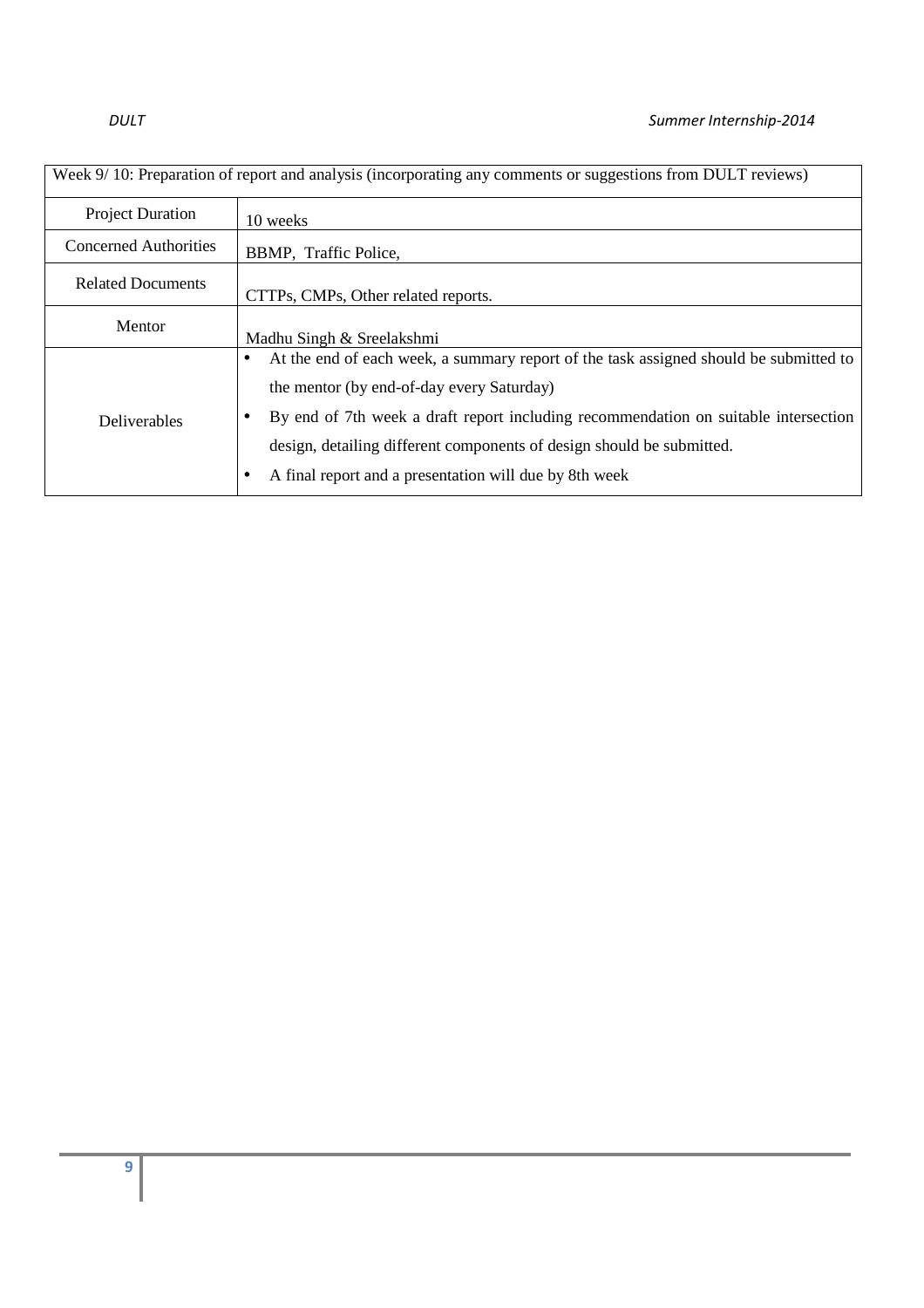| Week 9/ 10: Preparation of report and analysis (incorporating any comments or suggestions from DULT reviews) | |
|---|---|
| Project Duration | 10 weeks |
| Concerned Authorities | BBMP, Traffic Police, |
| Related Documents | CTTPs, CMPs, Other related reports. |
| Mentor | Madhu Singh & Sreelakshmi |
| Deliverables | • At the end of each week, a summary report of the task assigned should be submitted to the mentor (by end-of-day every Saturday)<br>• By end of 7th week a draft report including recommendation on suitable intersection design, detailing different components of design should be submitted.<br>• A final report and a presentation will due by 8th week |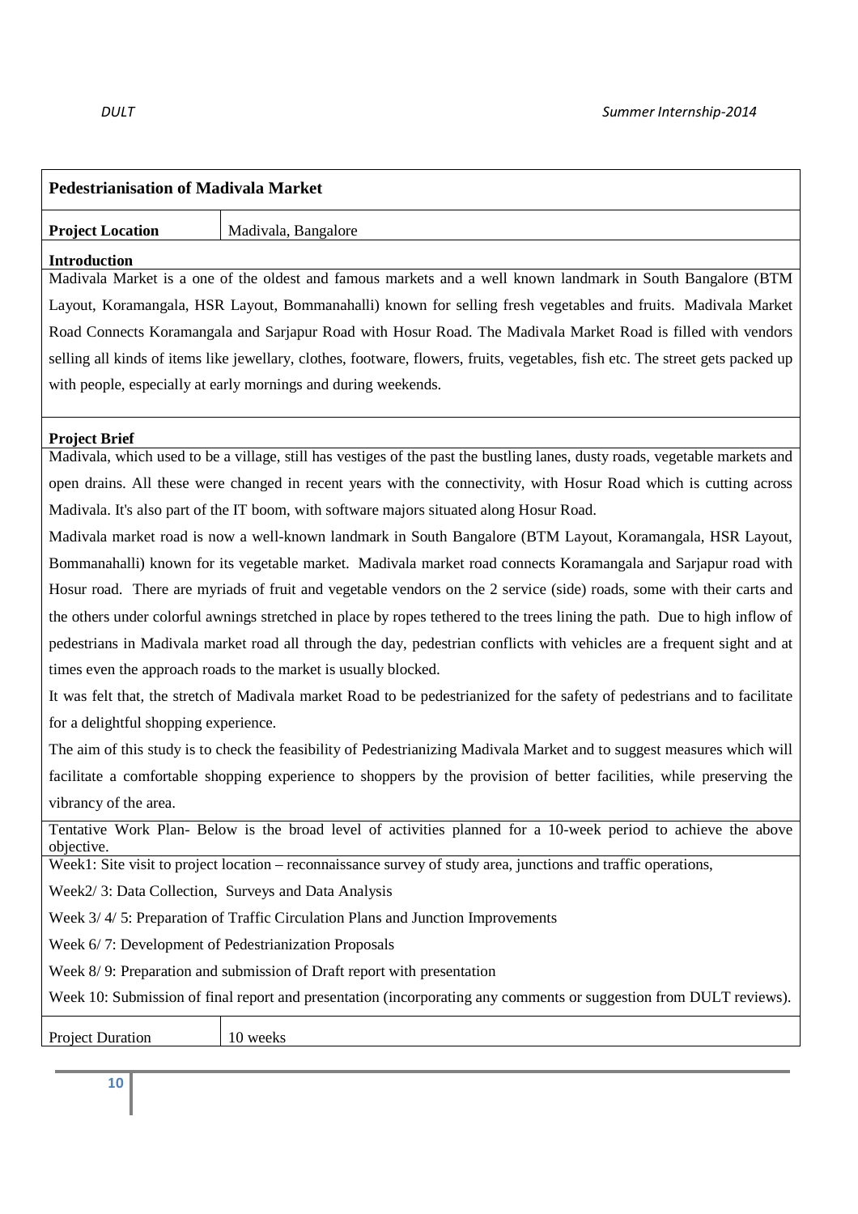## Pedestrianisation of Madivala Market

| **Project Location** | Madivala, Bangalore |
|---|---|

**Introduction**

Madivala Market is a one of the oldest and famous markets and a well known landmark in South Bangalore (BTM Layout, Koramangala, HSR Layout, Bommanahalli) known for selling fresh vegetables and fruits. Madivala Market Road Connects Koramangala and Sarjapur Road with Hosur Road. The Madivala Market Road is filled with vendors selling all kinds of items like jewellary, clothes, footware, flowers, fruits, vegetables, fish etc. The street gets packed up with people, especially at early mornings and during weekends.

**Project Brief**

Madivala, which used to be a village, still has vestiges of the past the bustling lanes, dusty roads, vegetable markets and open drains. All these were changed in recent years with the connectivity, with Hosur Road which is cutting across Madivala. It's also part of the IT boom, with software majors situated along Hosur Road.

Madivala market road is now a well-known landmark in South Bangalore (BTM Layout, Koramangala, HSR Layout, Bommanahalli) known for its vegetable market. Madivala market road connects Koramangala and Sarjapur road with Hosur road. There are myriads of fruit and vegetable vendors on the 2 service (side) roads, some with their carts and the others under colorful awnings stretched in place by ropes tethered to the trees lining the path. Due to high inflow of pedestrians in Madivala market road all through the day, pedestrian conflicts with vehicles are a frequent sight and at times even the approach roads to the market is usually blocked.

It was felt that, the stretch of Madivala market Road to be pedestrianized for the safety of pedestrians and to facilitate for a delightful shopping experience.

The aim of this study is to check the feasibility of Pedestrianizing Madivala Market and to suggest measures which will facilitate a comfortable shopping experience to shoppers by the provision of better facilities, while preserving the vibrancy of the area.

Tentative Work Plan- Below is the broad level of activities planned for a 10-week period to achieve the above objective.

Week1: Site visit to project location – reconnaissance survey of study area, junctions and traffic operations,

Week2/ 3: Data Collection, Surveys and Data Analysis

Week 3/ 4/ 5: Preparation of Traffic Circulation Plans and Junction Improvements

Week 6/ 7: Development of Pedestrianization Proposals

Week 8/ 9: Preparation and submission of Draft report with presentation

Week 10: Submission of final report and presentation (incorporating any comments or suggestion from DULT reviews).

| Project Duration | 10 weeks |
|---|---|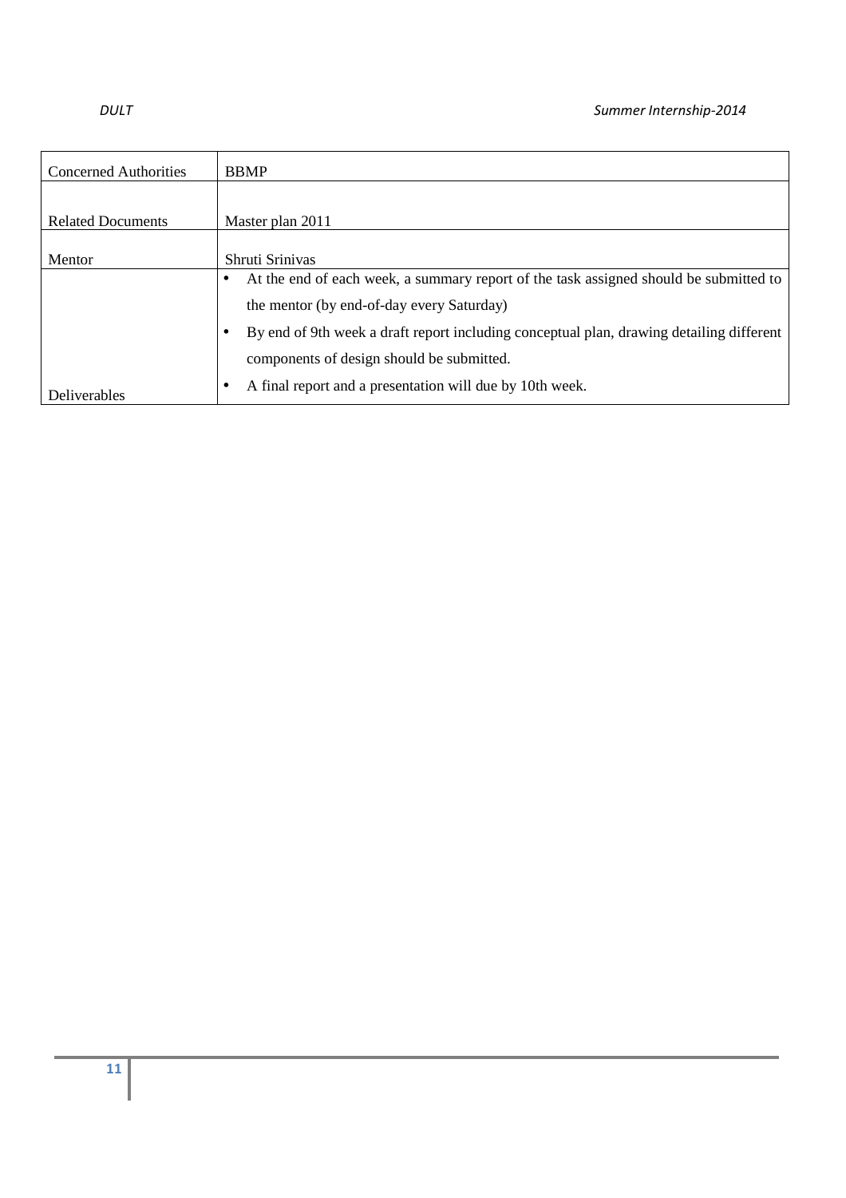| Concerned Authorities | BBMP |
|---|---|
| Related Documents | Master plan 2011 |
| Mentor | Shruti Srinivas |
| Deliverables | • At the end of each week, a summary report of the task assigned should be submitted to the mentor (by end-of-day every Saturday)<br>• By end of 9th week a draft report including conceptual plan, drawing detailing different components of design should be submitted.<br>• A final report and a presentation will due by 10th week. |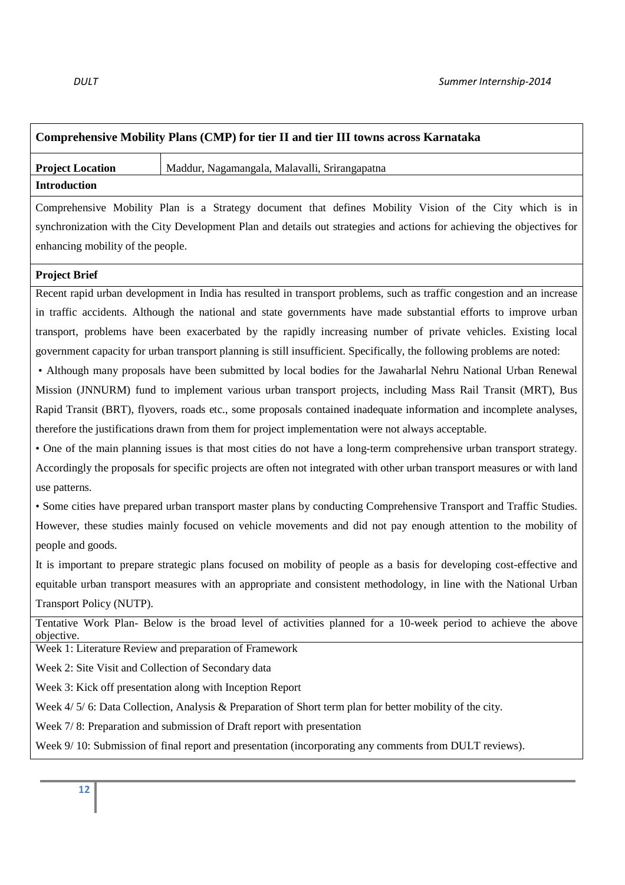## Comprehensive Mobility Plans (CMP) for tier II and tier III towns across Karnataka

| **Project Location** | Maddur, Nagamangala, Malavalli, Srirangapatna |
|---|---|

**Introduction**

Comprehensive Mobility Plan is a Strategy document that defines Mobility Vision of the City which is in synchronization with the City Development Plan and details out strategies and actions for achieving the objectives for enhancing mobility of the people.

**Project Brief**

Recent rapid urban development in India has resulted in transport problems, such as traffic congestion and an increase in traffic accidents. Although the national and state governments have made substantial efforts to improve urban transport, problems have been exacerbated by the rapidly increasing number of private vehicles. Existing local government capacity for urban transport planning is still insufficient. Specifically, the following problems are noted:

- Although many proposals have been submitted by local bodies for the Jawaharlal Nehru National Urban Renewal Mission (JNNURM) fund to implement various urban transport projects, including Mass Rail Transit (MRT), Bus Rapid Transit (BRT), flyovers, roads etc., some proposals contained inadequate information and incomplete analyses, therefore the justifications drawn from them for project implementation were not always acceptable.
- One of the main planning issues is that most cities do not have a long-term comprehensive urban transport strategy. Accordingly the proposals for specific projects are often not integrated with other urban transport measures or with land use patterns.
- Some cities have prepared urban transport master plans by conducting Comprehensive Transport and Traffic Studies. However, these studies mainly focused on vehicle movements and did not pay enough attention to the mobility of people and goods.

It is important to prepare strategic plans focused on mobility of people as a basis for developing cost-effective and equitable urban transport measures with an appropriate and consistent methodology, in line with the National Urban Transport Policy (NUTP).

Tentative Work Plan- Below is the broad level of activities planned for a 10-week period to achieve the above objective.

Week 1: Literature Review and preparation of Framework

Week 2: Site Visit and Collection of Secondary data

Week 3: Kick off presentation along with Inception Report

Week 4/ 5/ 6: Data Collection, Analysis & Preparation of Short term plan for better mobility of the city.

Week 7/ 8: Preparation and submission of Draft report with presentation

Week 9/ 10: Submission of final report and presentation (incorporating any comments from DULT reviews).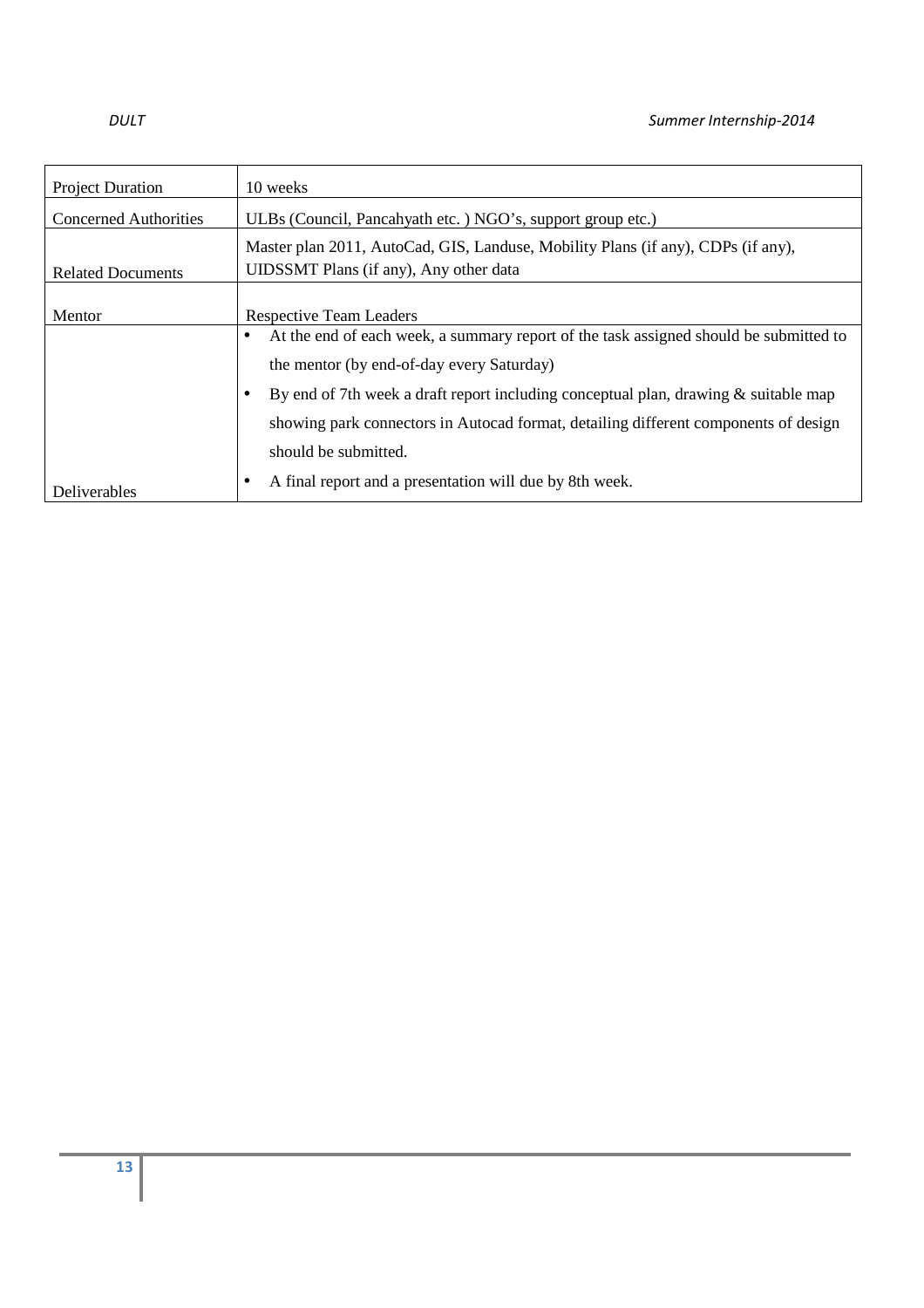| | |
|---|---|
| Project Duration | 10 weeks |
| Concerned Authorities | ULBs (Council, Pancahyath etc. ) NGO's, support group etc.) |
| Related Documents | Master plan 2011, AutoCad, GIS, Landuse, Mobility Plans (if any), CDPs (if any), UIDSSMT Plans (if any), Any other data |
| Mentor | Respective Team Leaders |
| Deliverables | • At the end of each week, a summary report of the task assigned should be submitted to the mentor (by end-of-day every Saturday)<br>• By end of 7th week a draft report including conceptual plan, drawing & suitable map showing park connectors in Autocad format, detailing different components of design should be submitted.<br>• A final report and a presentation will due by 8th week. |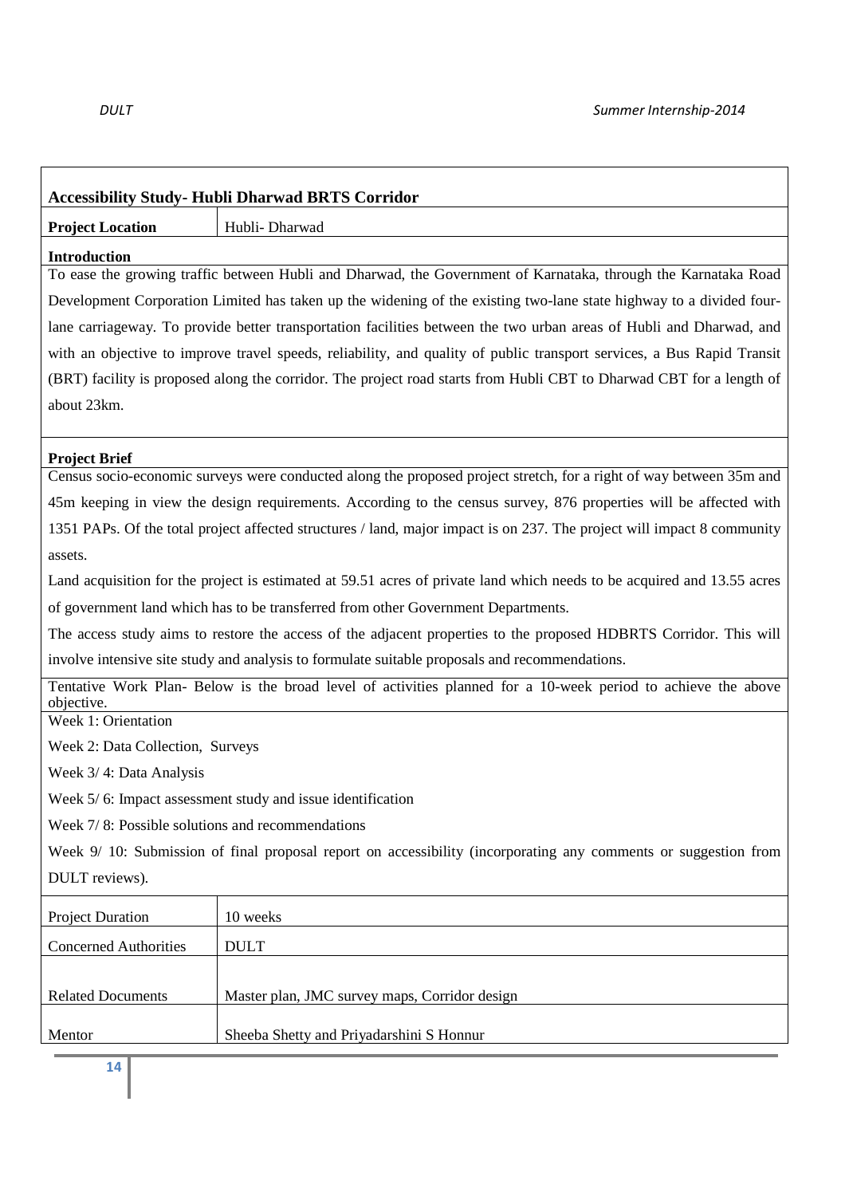### Accessibility Study- Hubli Dharwad BRTS Corridor

| **Project Location** | Hubli- Dharwad |
|---|---|

**Introduction**

To ease the growing traffic between Hubli and Dharwad, the Government of Karnataka, through the Karnataka Road Development Corporation Limited has taken up the widening of the existing two-lane state highway to a divided four-lane carriageway. To provide better transportation facilities between the two urban areas of Hubli and Dharwad, and with an objective to improve travel speeds, reliability, and quality of public transport services, a Bus Rapid Transit (BRT) facility is proposed along the corridor. The project road starts from Hubli CBT to Dharwad CBT for a length of about 23km.

**Project Brief**

Census socio-economic surveys were conducted along the proposed project stretch, for a right of way between 35m and 45m keeping in view the design requirements. According to the census survey, 876 properties will be affected with 1351 PAPs. Of the total project affected structures / land, major impact is on 237. The project will impact 8 community assets.

Land acquisition for the project is estimated at 59.51 acres of private land which needs to be acquired and 13.55 acres of government land which has to be transferred from other Government Departments.

The access study aims to restore the access of the adjacent properties to the proposed HDBRTS Corridor. This will involve intensive site study and analysis to formulate suitable proposals and recommendations.

Tentative Work Plan- Below is the broad level of activities planned for a 10-week period to achieve the above objective.

Week 1: Orientation

Week 2: Data Collection, Surveys

Week 3/ 4: Data Analysis

Week 5/ 6: Impact assessment study and issue identification

Week 7/ 8: Possible solutions and recommendations

Week 9/ 10: Submission of final proposal report on accessibility (incorporating any comments or suggestion from DULT reviews).

| Project Duration | 10 weeks |
|---|---|
| Concerned Authorities | DULT |
| Related Documents | Master plan, JMC survey maps, Corridor design |
| Mentor | Sheeba Shetty and Priyadarshini S Honnur |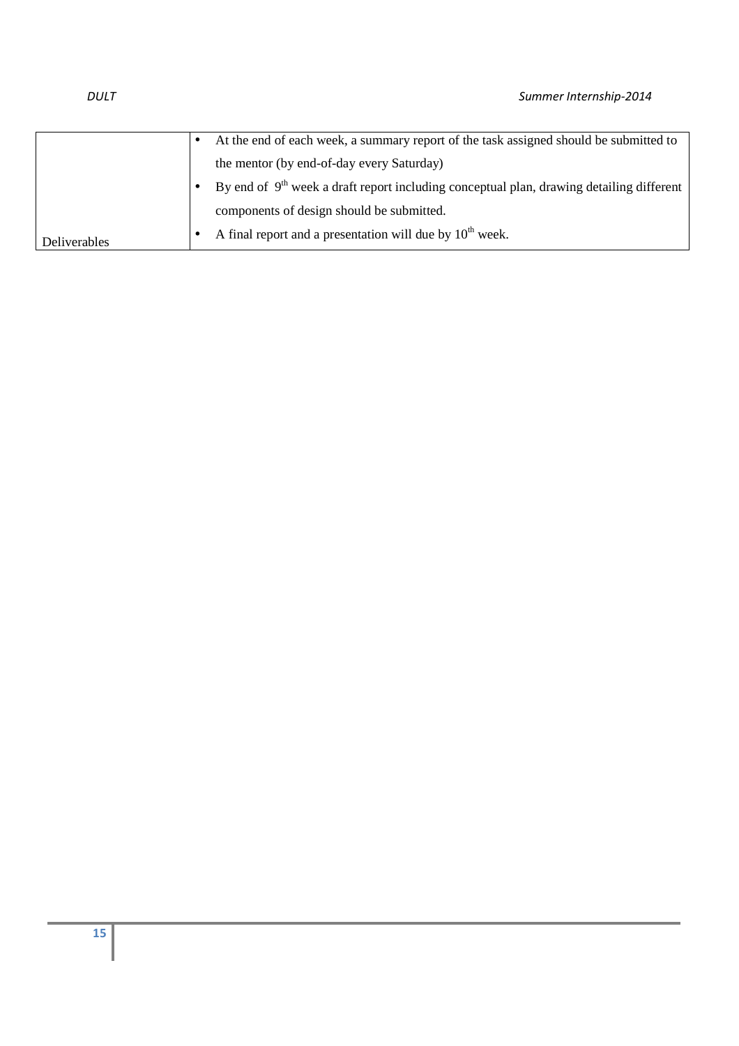| | |
|---|---|
| Deliverables | • At the end of each week, a summary report of the task assigned should be submitted to the mentor (by end-of-day every Saturday)<br>• By end of 9th week a draft report including conceptual plan, drawing detailing different components of design should be submitted.<br>• A final report and a presentation will due by 10th week. |